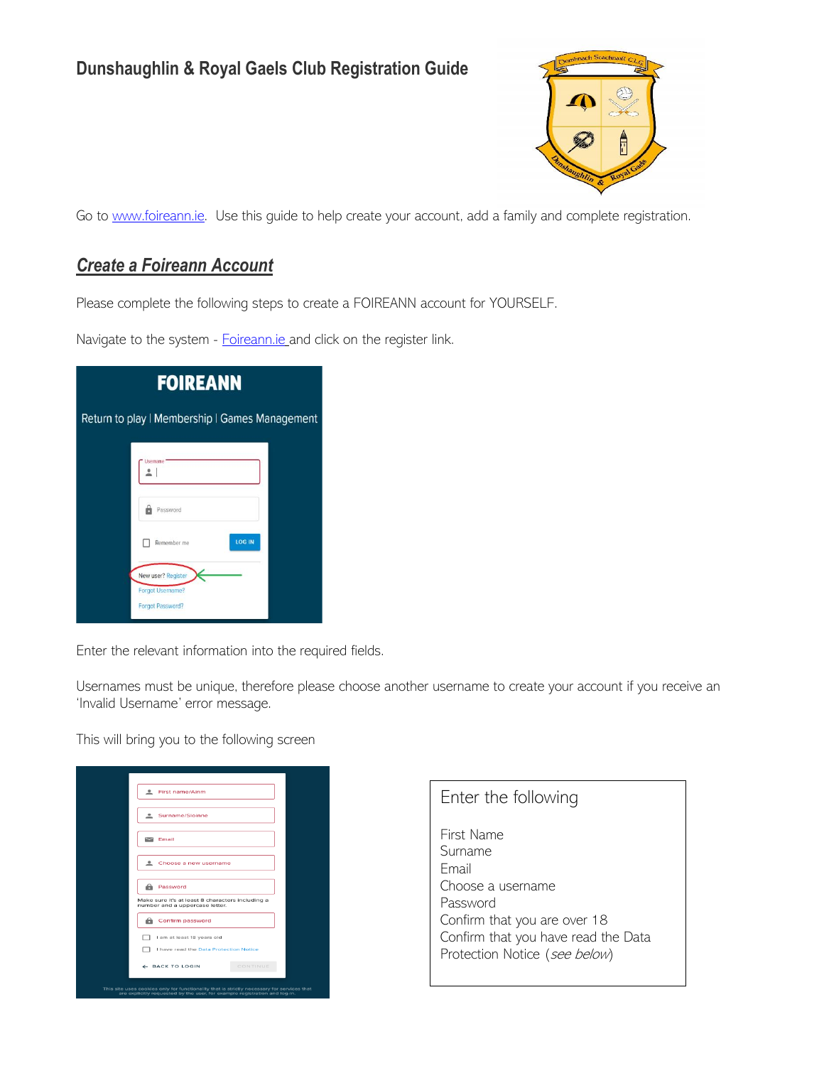# Dunshaughlin & Royal Gaels Club Registration Guide

Go to www.foireann.ie. Use this guide to help create your account, add a family and complete registration.

## *Create a Foireann Account*

Please complete the following steps to create a FOIREANN account for YOURSELF.

Navigate to the system - Foireann.ie and click on the register link.

Enter the relevant information into the required fields.

Usernames must be unique, therefore please choose another username to create your account if you receive an 'Invalid Username' error message.

This will bring you to the following screen

Enter the following

First Name
Surname
Email
Choose a username
Password
Confirm that you are over 18
Confirm that you have read the Data Protection Notice (*see below*)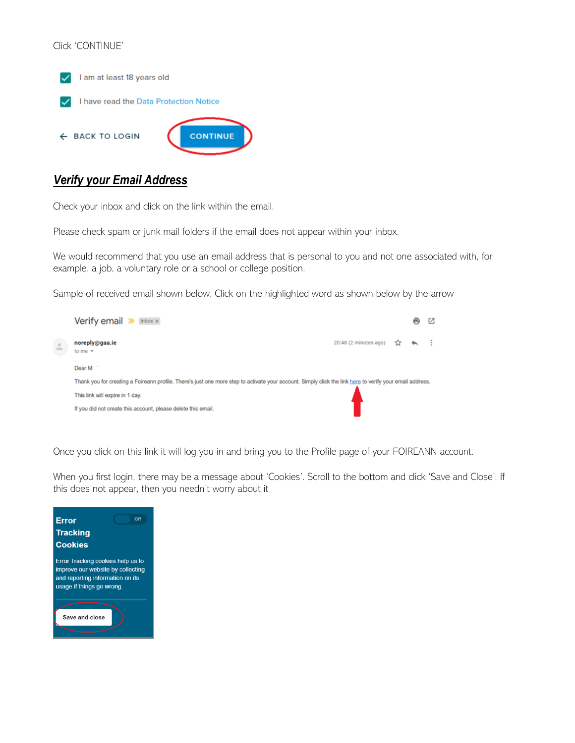Click 'CONTINUE'

## ***Verify your Email Address***

Check your inbox and click on the link within the email.

Please check spam or junk mail folders if the email does not appear within your inbox.

We would recommend that you use an email address that is personal to you and not one associated with, for example, a job, a voluntary role or a school or college position.

Sample of received email shown below. Click on the highlighted word as shown below by the arrow

Once you click on this link it will log you in and bring you to the Profile page of your FOIREANN account.

When you first login, there may be a message about 'Cookies'. Scroll to the bottom and click 'Save and Close'. If this does not appear, then you needn't worry about it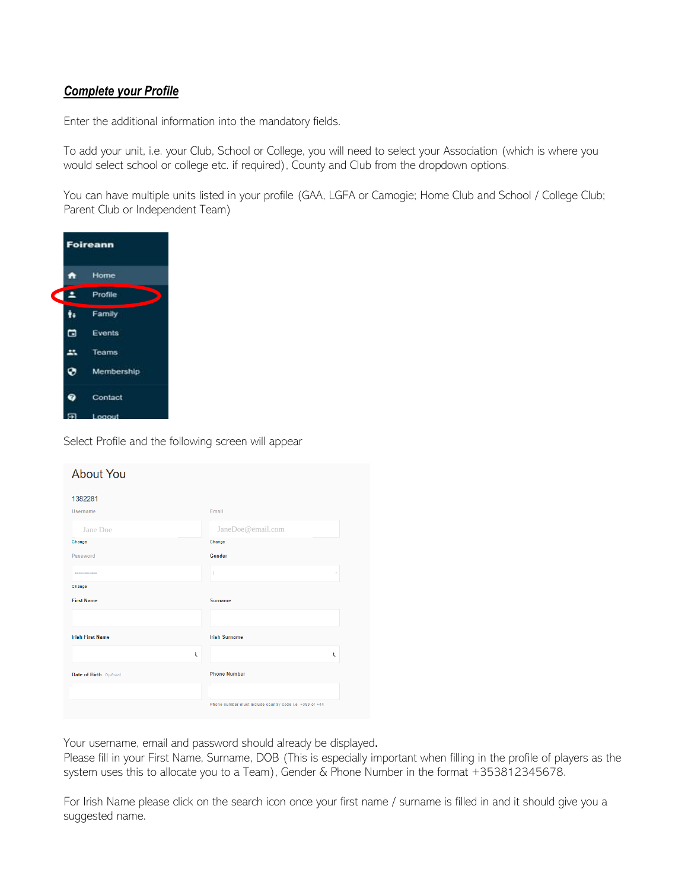***Complete your Profile***

Enter the additional information into the mandatory fields.

To add your unit, i.e. your Club, School or College, you will need to select your Association (which is where you would select school or college etc. if required), County and Club from the dropdown options.

You can have multiple units listed in your profile (GAA, LGFA or Camogie; Home Club and School / College Club; Parent Club or Independent Team)

Select Profile and the following screen will appear

Your username, email and password should already be displayed.
Please fill in your First Name, Surname, DOB (This is especially important when filling in the profile of players as the system uses this to allocate you to a Team), Gender & Phone Number in the format +353812345678.

For Irish Name please click on the search icon once your first name / surname is filled in and it should give you a suggested name.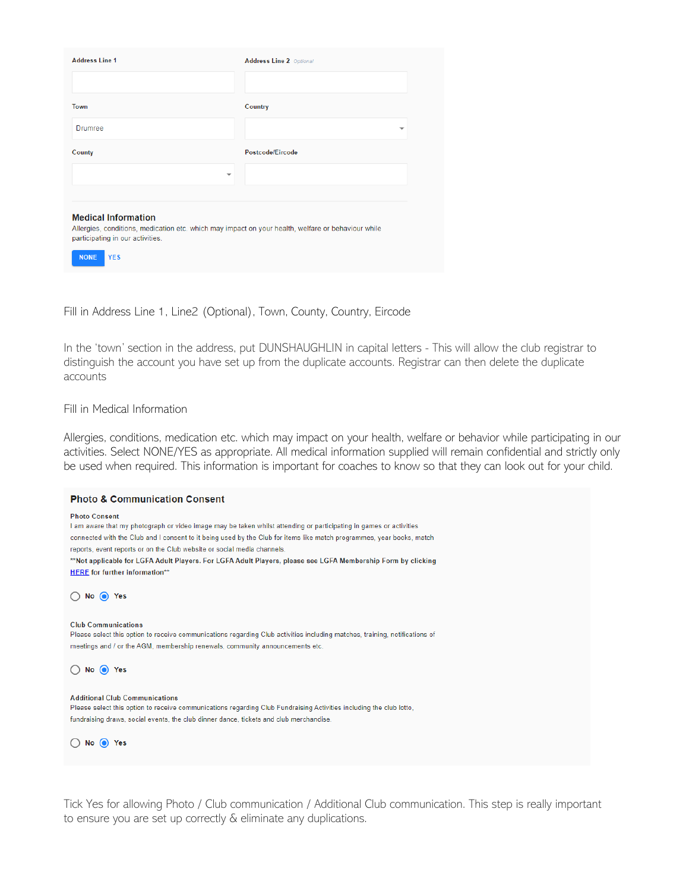Address Line 1

Address Line 2 *Optional*

Town

Drumree

Country

County

Postcode/Eircode

**Medical Information**

Allergies, conditions, medication etc. which may impact on your health, welfare or behaviour while participating in our activities.

NONE YES

Fill in Address Line 1, Line2 (Optional), Town, County, Country, Eircode

In the 'town' section in the address, put DUNSHAUGHLIN in capital letters - This will allow the club registrar to distinguish the account you have set up from the duplicate accounts. Registrar can then delete the duplicate accounts

Fill in Medical Information

Allergies, conditions, medication etc. which may impact on your health, welfare or behavior while participating in our activities. Select NONE/YES as appropriate. All medical information supplied will remain confidential and strictly only be used when required. This information is important for coaches to know so that they can look out for your child.

**Photo & Communication Consent**

**Photo Consent**

I am aware that my photograph or video image may be taken whilst attending or participating in games or activities connected with the Club and I consent to it being used by the Club for items like match programmes, year books, match reports, event reports or on the Club website or social media channels.

**\*\*Not applicable for LGFA Adult Players. For LGFA Adult Players, please see LGFA Membership Form by clicking HERE for further information\*\***

○ No ◉ Yes

**Club Communications**

Please select this option to receive communications regarding Club activities including matches, training, notifications of meetings and / or the AGM, membership renewals, community announcements etc.

○ No ◉ Yes

**Additional Club Communications**

Please select this option to receive communications regarding Club Fundraising Activities including the club lotto, fundraising draws, social events, the club dinner dance, tickets and club merchandise.

○ No ◉ Yes

Tick Yes for allowing Photo / Club communication / Additional Club communication. This step is really important to ensure you are set up correctly & eliminate any duplications.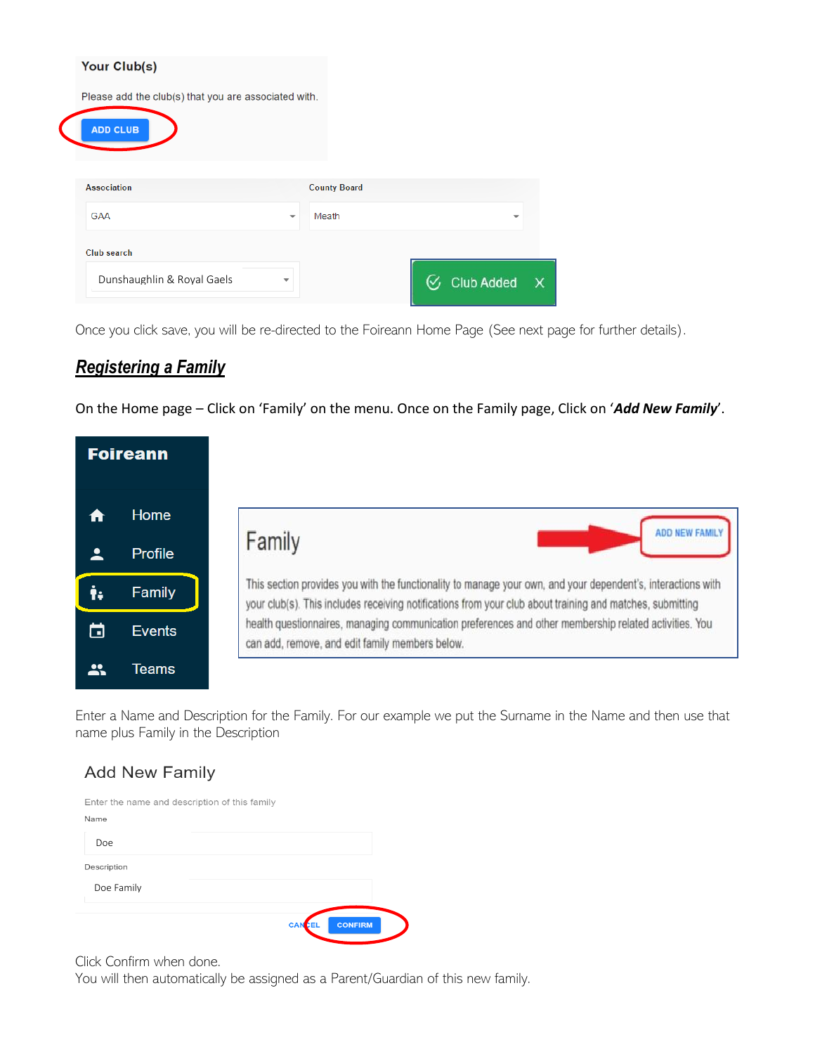Your Club(s)

Please add the club(s) that you are associated with.

ADD CLUB

Association: GAA

County Board: Meath

Club search: Dunshaughlin & Royal Gaels

Club Added

Once you click save, you will be re-directed to the Foireann Home Page (See next page for further details).

## ***Registering a Family***

On the Home page – Click on 'Family' on the menu. Once on the Family page, Click on '***Add New Family***'.

Foireann

- Home
- Profile
- Family
- Events
- Teams

Family

ADD NEW FAMILY

This section provides you with the functionality to manage your own, and your dependent's, interactions with your club(s). This includes receiving notifications from your club about training and matches, submitting health questionnaires, managing communication preferences and other membership related activities. You can add, remove, and edit family members below.

Enter a Name and Description for the Family. For our example we put the Surname in the Name and then use that name plus Family in the Description

Add New Family

Enter the name and description of this family

Name: Doe

Description: Doe Family

CANCEL CONFIRM

Click Confirm when done.
You will then automatically be assigned as a Parent/Guardian of this new family.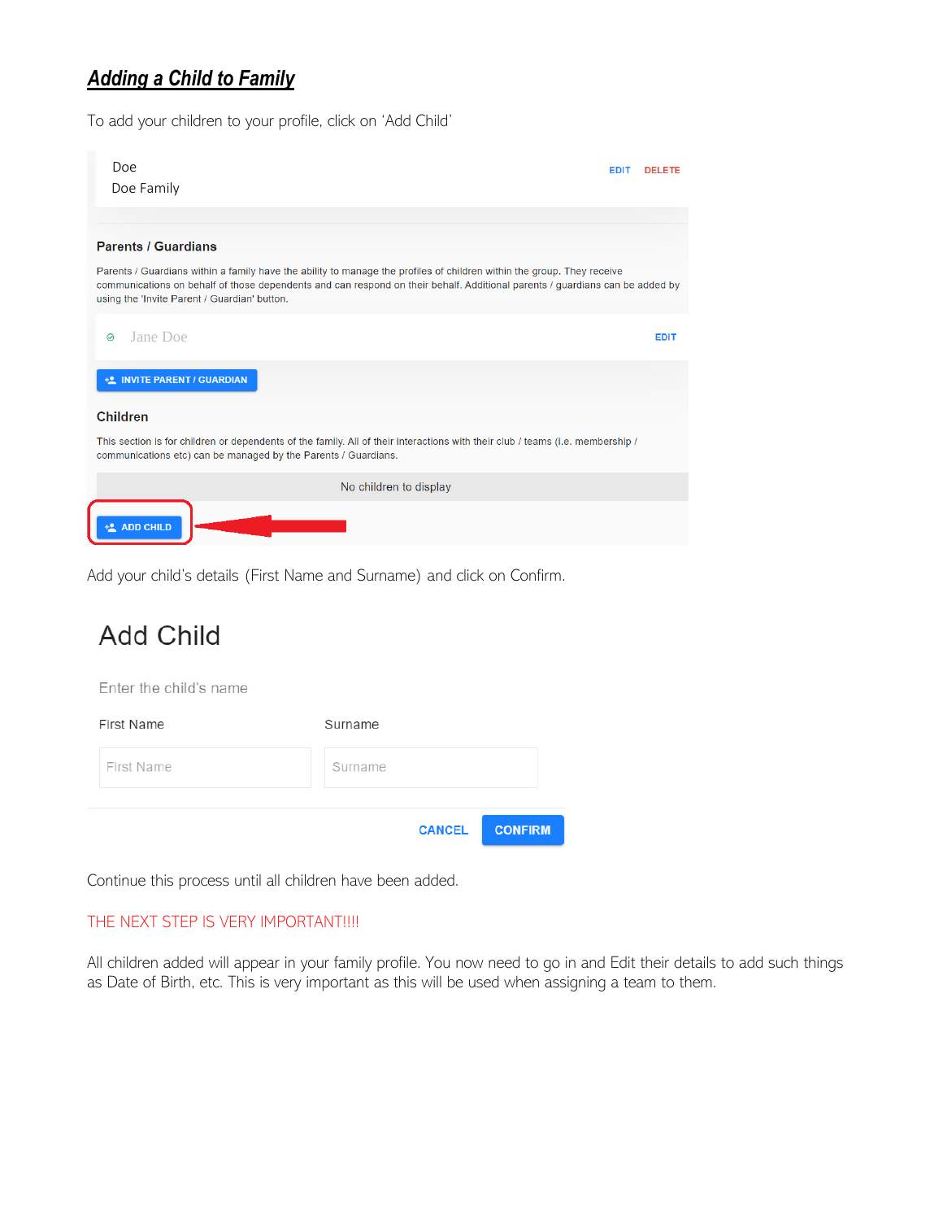## ***Adding a Child to Family***

To add your children to your profile, click on 'Add Child'

Doe
Doe Family

EDIT DELETE

**Parents / Guardians**

Parents / Guardians within a family have the ability to manage the profiles of children within the group. They receive communications on behalf of those dependents and can respond on their behalf. Additional parents / guardians can be added by using the 'Invite Parent / Guardian' button.

Jane Doe EDIT

INVITE PARENT / GUARDIAN

**Children**

This section is for children or dependents of the family. All of their interactions with their club / teams (i.e. membership / communications etc) can be managed by the Parents / Guardians.

No children to display

ADD CHILD

Add your child's details (First Name and Surname) and click on Confirm.

Add Child

Enter the child's name

First Name | Surname

CANCEL CONFIRM

Continue this process until all children have been added.

THE NEXT STEP IS VERY IMPORTANT!!!!

All children added will appear in your family profile. You now need to go in and Edit their details to add such things as Date of Birth, etc. This is very important as this will be used when assigning a team to them.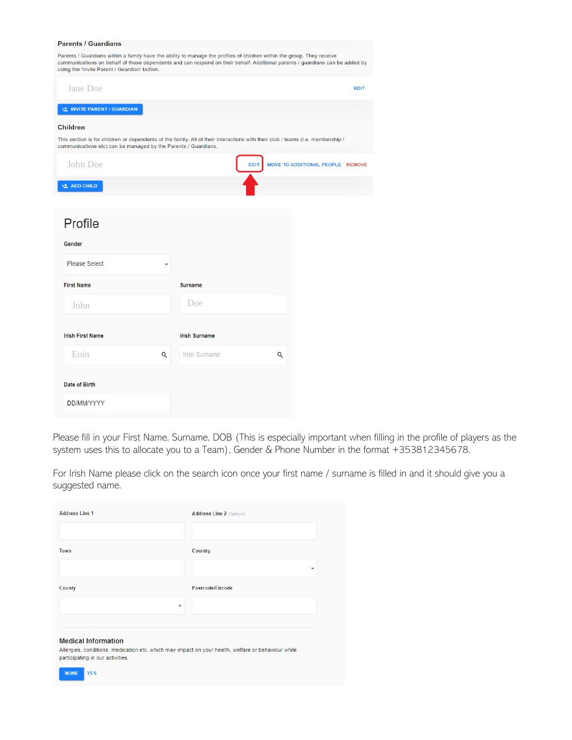**Parents / Guardians**

Parents / Guardians within a family have the ability to manage the profiles of children within the group. They receive communications on behalf of those dependents and can respond on their behalf. Additional parents / guardians can be added by using the 'Invite Parent / Guardian' button.

Jane Doe — EDIT

INVITE PARENT / GUARDIAN

**Children**

This section is for children or dependents of the family. All of their interactions with their club / teams (i.e. membership / communications etc) can be managed by the Parents / Guardians.

John Doe — EDIT | MOVE TO ADDITIONAL PEOPLE | REMOVE

ADD CHILD

## Profile

Gender: Please Select

First Name: John

Surname: Doe

Irish First Name: Eoin

Irish Surname: Irish Surname

Date of Birth: DD/MM/YYYY

Please fill in your First Name, Surname, DOB (This is especially important when filling in the profile of players as the system uses this to allocate you to a Team), Gender & Phone Number in the format +353812345678.

For Irish Name please click on the search icon once your first name / surname is filled in and it should give you a suggested name.

Address Line 1

Address Line 2 *Optional*

Town

Country

County

Postcode/Eircode

**Medical Information**

Allergies, conditions, medication etc. which may impact on your health, welfare or behaviour while participating in our activities.

NONE | YES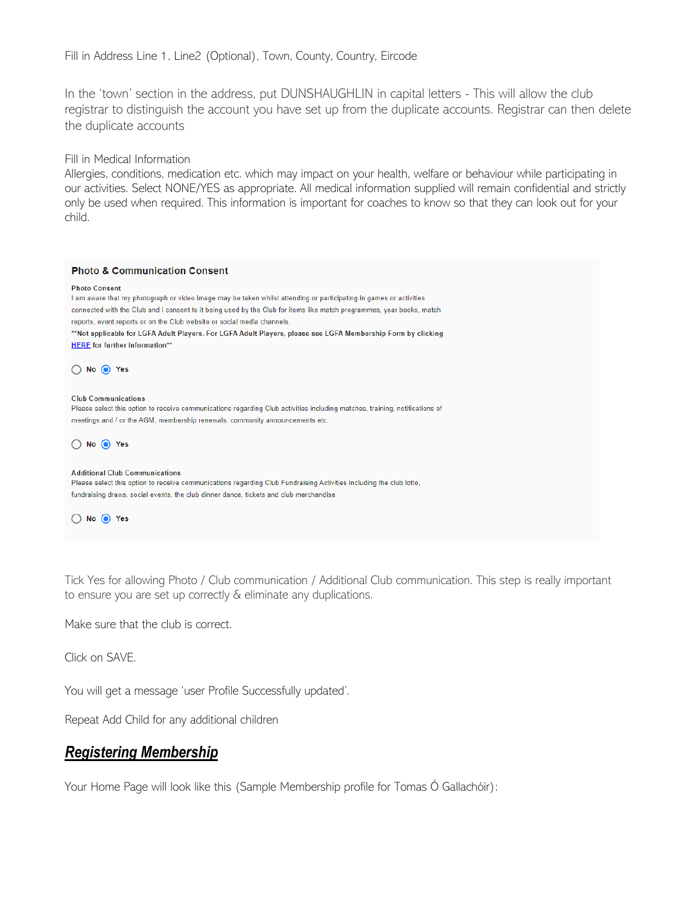Fill in Address Line 1, Line2 (Optional), Town, County, Country, Eircode

In the 'town' section in the address, put DUNSHAUGHLIN in capital letters - This will allow the club registrar to distinguish the account you have set up from the duplicate accounts. Registrar can then delete the duplicate accounts

Fill in Medical Information
Allergies, conditions, medication etc. which may impact on your health, welfare or behaviour while participating in our activities. Select NONE/YES as appropriate. All medical information supplied will remain confidential and strictly only be used when required. This information is important for coaches to know so that they can look out for your child.

**Photo & Communication Consent**

**Photo Consent**
I am aware that my photograph or video image may be taken whilst attending or participating in games or activities connected with the Club and I consent to it being used by the Club for items like match programmes, year books, match reports, event reports or on the Club website or social media channels.
**\*\*Not applicable for LGFA Adult Players. For LGFA Adult Players, please see LGFA Membership Form by clicking HERE for further information\*\***

○ No ◉ Yes

**Club Communications**
Please select this option to receive communications regarding Club activities including matches, training, notifications of meetings and / or the AGM, membership renewals, community announcements etc.

○ No ◉ Yes

**Additional Club Communications**
Please select this option to receive communications regarding Club Fundraising Activities including the club lotto, fundraising draws, social events, the club dinner dance, tickets and club merchandise.

○ No ◉ Yes

Tick Yes for allowing Photo / Club communication / Additional Club communication. This step is really important to ensure you are set up correctly & eliminate any duplications.

Make sure that the club is correct.

Click on SAVE.

You will get a message 'user Profile Successfully updated'.

Repeat Add Child for any additional children

## ***Registering Membership***

Your Home Page will look like this (Sample Membership profile for Tomas Ó Gallachóir):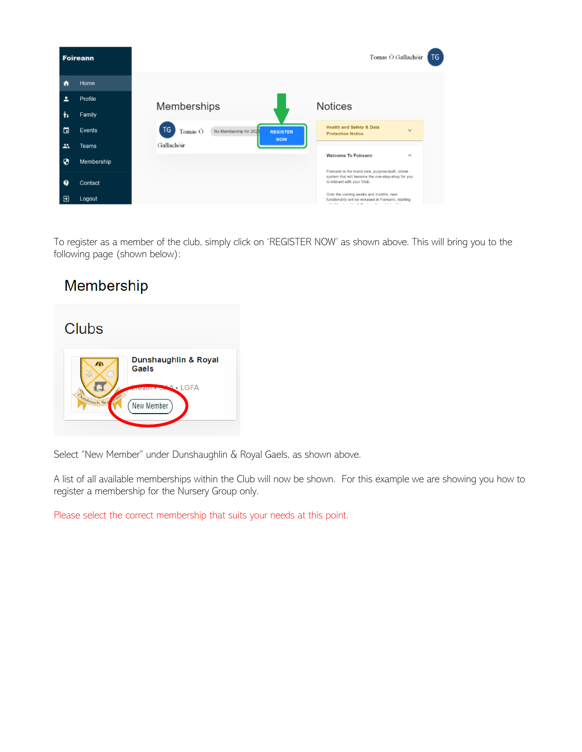To register as a member of the club, simply click on 'REGISTER NOW' as shown above. This will bring you to the following page (shown below):

Select "New Member" under Dunshaughlin & Royal Gaels, as shown above.

A list of all available memberships within the Club will now be shown. For this example we are showing you how to register a membership for the Nursery Group only.

Please select the correct membership that suits your needs at this point.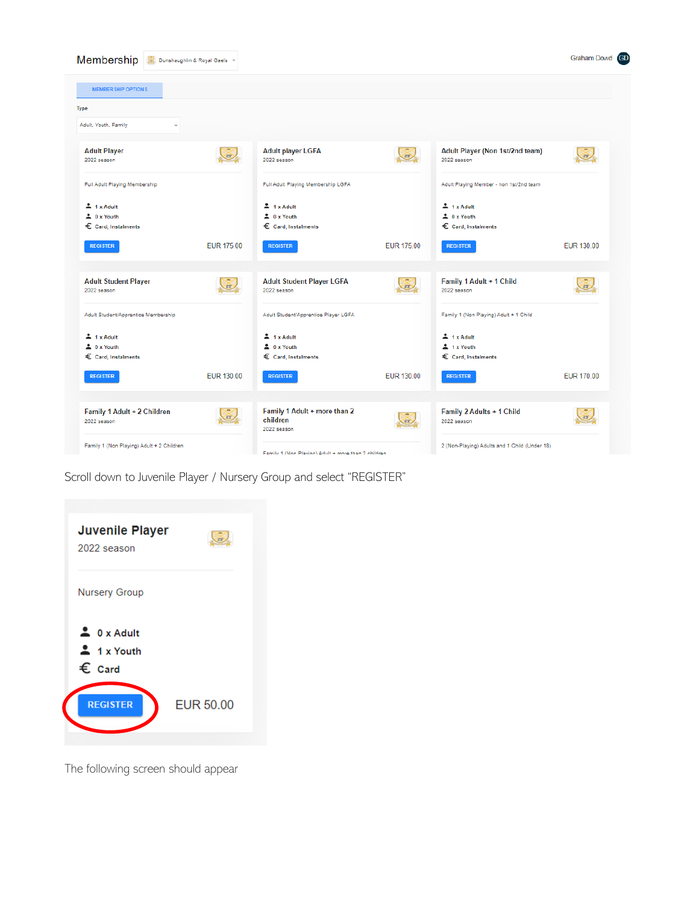Membership | Dunshaughlin & Royal Gaels | Graham Dowd

MEMBERSHIP OPTIONS

Type: Adult, Youth, Family

**Adult Player**
2022 season
Full Adult Playing Membership
1 x Adult
0 x Youth
Card, Instalments
REGISTER — EUR 175.00

**Adult player LGFA**
2022 season
Full Adult Playing Membership LGFA
1 x Adult
0 x Youth
Card, Instalments
REGISTER — EUR 175.00

**Adult Player (Non 1st/2nd team)**
2022 season
Adult Playing Member - non 1st/2nd team
1 x Adult
0 x Youth
Card, Instalments
REGISTER — EUR 130.00

**Adult Student Player**
2022 season
Adult Student/Apprentice Membership
1 x Adult
0 x Youth
Card, Instalments
REGISTER — EUR 130.00

**Adult Student Player LGFA**
2022 season
Adult Student/Apprentice Player LGFA
1 x Adult
0 x Youth
Card, Instalments
REGISTER — EUR 130.00

**Family 1 Adult + 1 Child**
2022 season
Family 1 (Non Playing) Adult + 1 Child
1 x Adult
1 x Youth
Card, Instalments
REGISTER — EUR 170.00

**Family 1 Adult + 2 Children**
2022 season
Family 1 (Non Playing) Adult + 2 Children

**Family 1 Adult + more than 2 children**
2022 season
Family 1 (Non Playing) Adult + more than 2 children

**Family 2 Adults + 1 Child**
2022 season
2 (Non-Playing) Adults and 1 Child (Under 18)

Scroll down to Juvenile Player / Nursery Group and select “REGISTER”

**Juvenile Player**
2022 season
Nursery Group
0 x Adult
1 x Youth
Card
REGISTER — EUR 50.00

The following screen should appear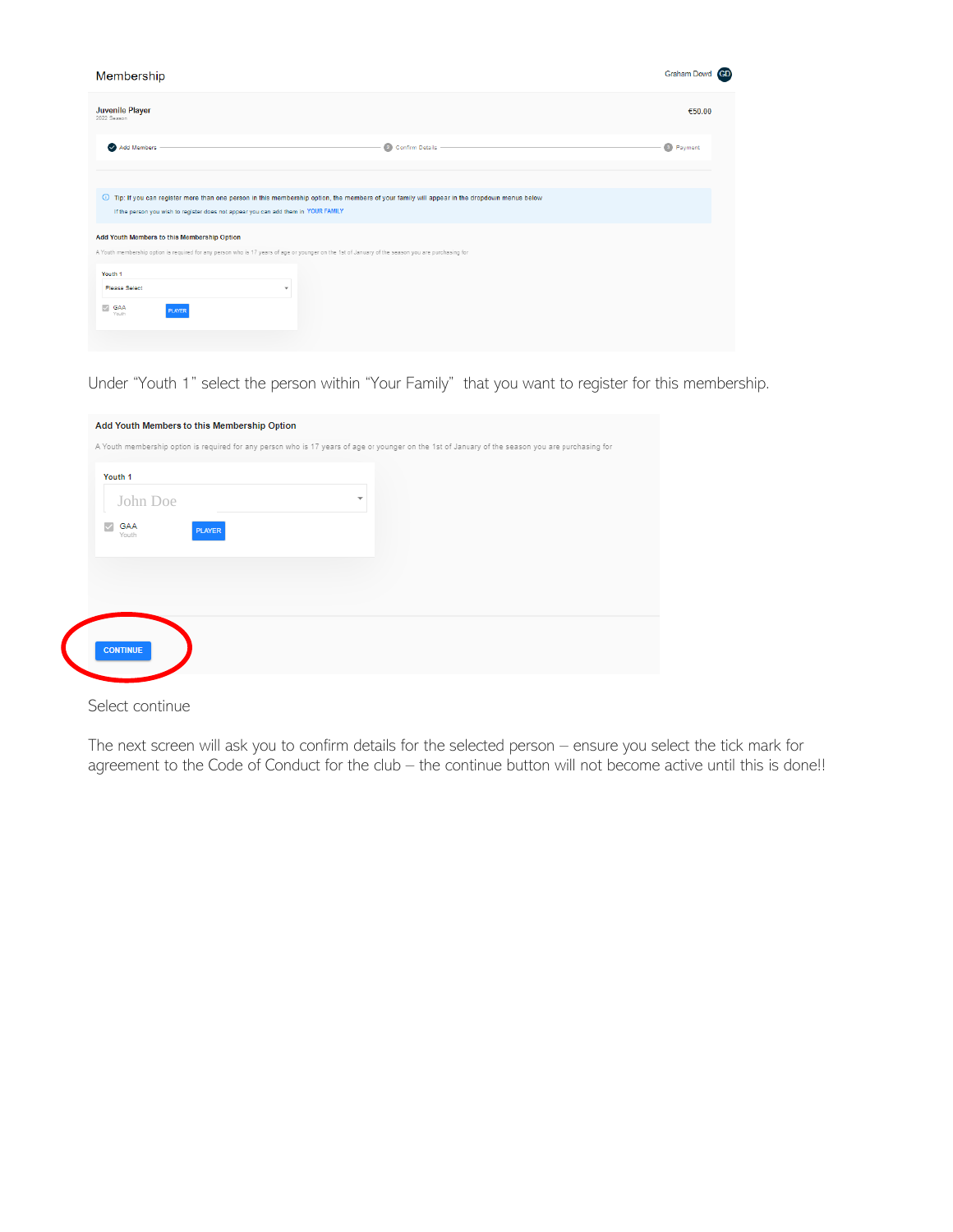Under "Youth 1" select the person within "Your Family" that you want to register for this membership.

Select continue

The next screen will ask you to confirm details for the selected person – ensure you select the tick mark for agreement to the Code of Conduct for the club – the continue button will not become active until this is done!!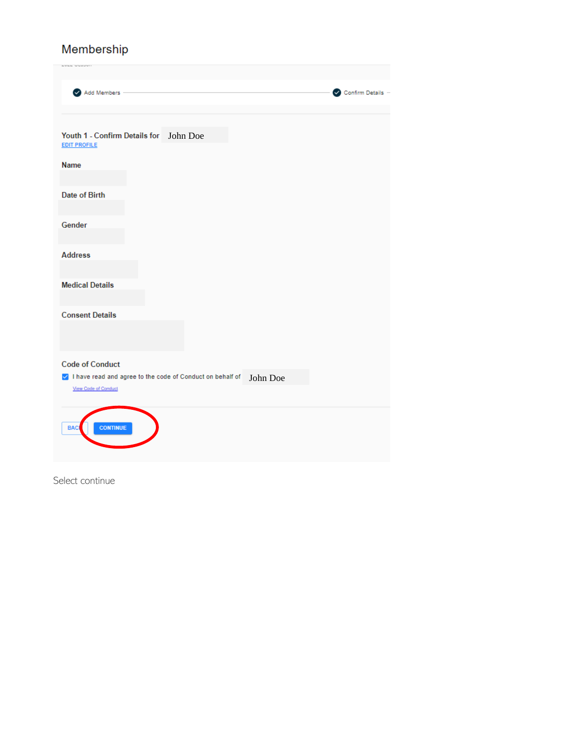# Membership

Add Members — Confirm Details

Youth 1 - Confirm Details for John Doe

EDIT PROFILE

**Name**

**Date of Birth**

**Gender**

**Address**

**Medical Details**

**Consent Details**

**Code of Conduct**

☑ I have read and agree to the code of Conduct on behalf of John Doe

View Code of Conduct

BACK CONTINUE

Select continue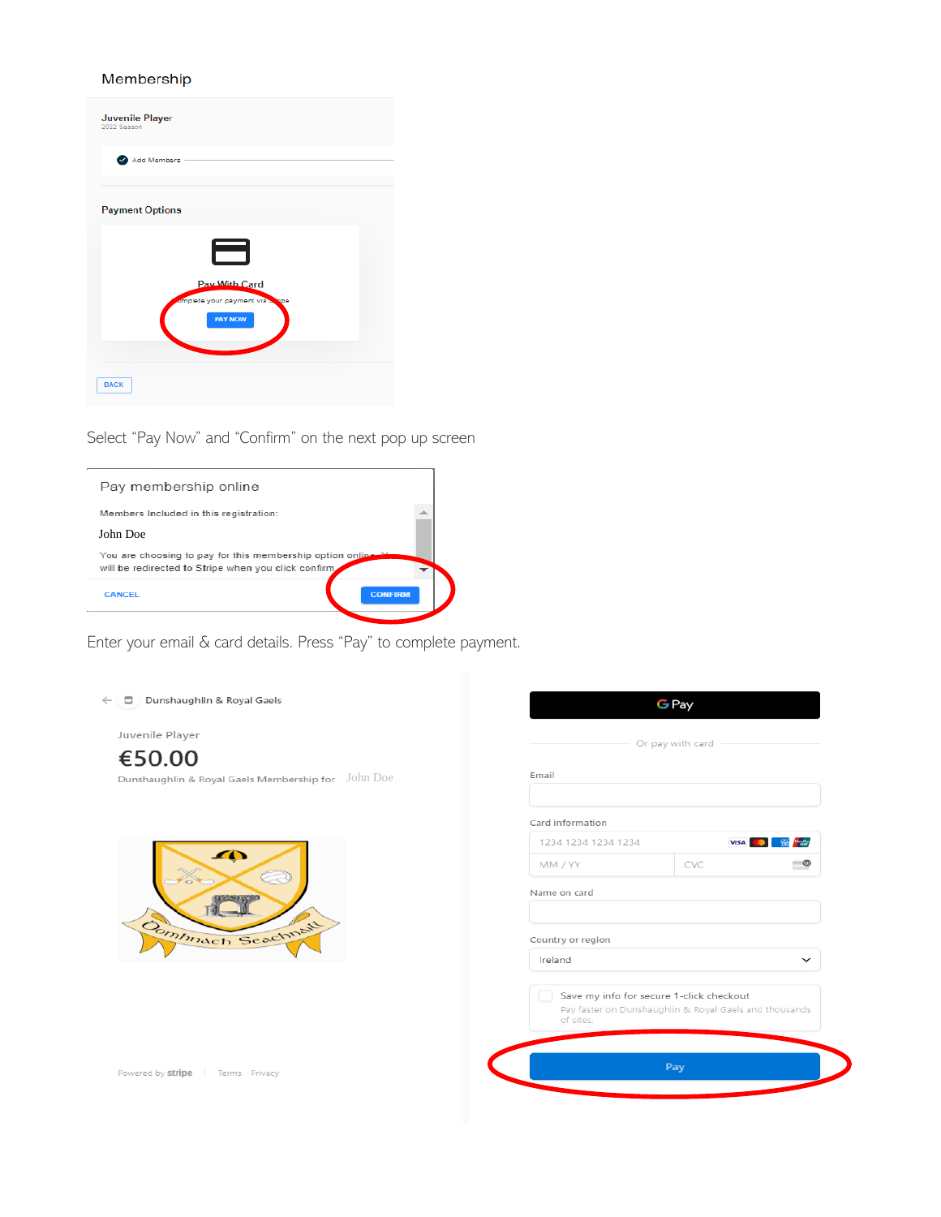Membership

Juvenile Player
2022 Season

Add Members

Payment Options

Pay With Card
Complete your payment via Stripe
PAY NOW

BACK

Select "Pay Now" and "Confirm" on the next pop up screen

Pay membership online

Members Included in this registration:

John Doe

You are choosing to pay for this membership option online. You will be redirected to Stripe when you click confirm.

CANCEL CONFIRM

Enter your email & card details. Press "Pay" to complete payment.

Dunshaughlin & Royal Gaels

Juvenile Player

€50.00

Dunshaughlin & Royal Gaels Membership for John Doe

Powered by stripe | Terms Privacy

G Pay

Or pay with card

Email

Card information

1234 1234 1234 1234

MM / YY CVC

Name on card

Country or region

Ireland

Save my info for secure 1-click checkout
Pay faster on Dunshaughlin & Royal Gaels and thousands of sites.

Pay